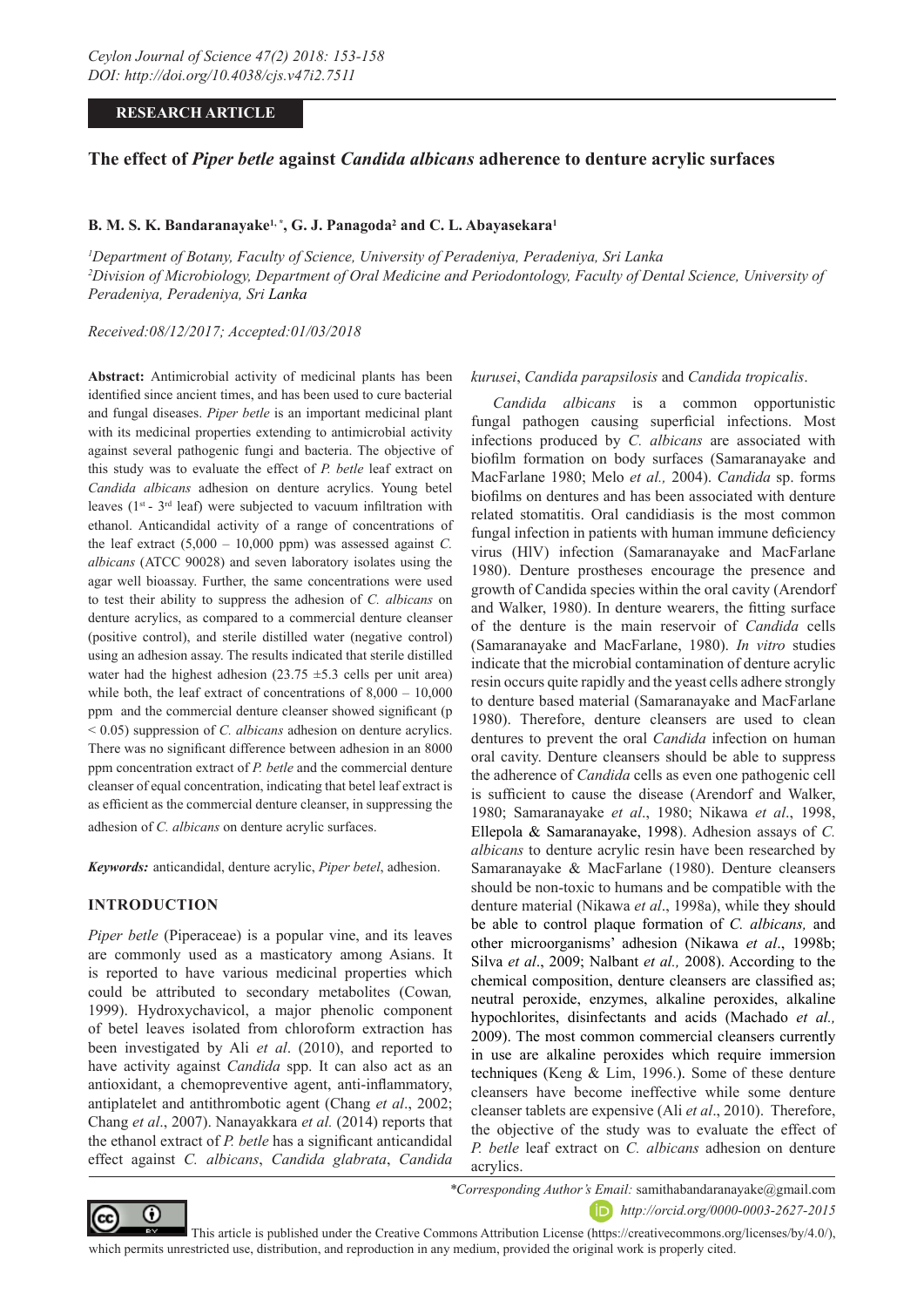**RESEARCH ARTICLE**

# The effect of *Piper betle* against *Candida albicans* adherence to denture acrylic surfaces

**B. M. S. K. Bandaranayake[1,*], G. J. Panagoda[2] and C. L. Abayasekara[1]**

[1]*Department of Botany, Faculty of Science, University of Peradeniya, Peradeniya, Sri Lanka*
[2]*Division of Microbiology, Department of Oral Medicine and Periodontology, Faculty of Dental Science, University of Peradeniya, Peradeniya, Sri Lanka*

*Received:08/12/2017; Accepted:01/03/2018*

**Abstract:** Antimicrobial activity of medicinal plants has been identified since ancient times, and has been used to cure bacterial and fungal diseases. *Piper betle* is an important medicinal plant with its medicinal properties extending to antimicrobial activity against several pathogenic fungi and bacteria. The objective of this study was to evaluate the effect of *P. betle* leaf extract on *Candida albicans* adhesion on denture acrylics. Young betel leaves (1[st] - 3[rd] leaf) were subjected to vacuum infiltration with ethanol. Anticandidal activity of a range of concentrations of the leaf extract (5,000 – 10,000 ppm) was assessed against *C. albicans* (ATCC 90028) and seven laboratory isolates using the agar well bioassay. Further, the same concentrations were used to test their ability to suppress the adhesion of *C. albicans* on denture acrylics, as compared to a commercial denture cleanser (positive control), and sterile distilled water (negative control) using an adhesion assay. The results indicated that sterile distilled water had the highest adhesion (23.75 ±5.3 cells per unit area) while both, the leaf extract of concentrations of 8,000 – 10,000 ppm and the commercial denture cleanser showed significant ($p < 0.05$) suppression of *C. albicans* adhesion on denture acrylics. There was no significant difference between adhesion in an 8000 ppm concentration extract of *P. betle* and the commercial denture cleanser of equal concentration, indicating that betel leaf extract is as efficient as the commercial denture cleanser, in suppressing the adhesion of *C. albicans* on denture acrylic surfaces.

***Keywords:*** anticandidal, denture acrylic, *Piper betel*, adhesion.

## INTRODUCTION

*Piper betle* (Piperaceae) is a popular vine, and its leaves are commonly used as a masticatory among Asians. It is reported to have various medicinal properties which could be attributed to secondary metabolites (Cowan, 1999). Hydroxychavicol, a major phenolic component of betel leaves isolated from chloroform extraction has been investigated by Ali *et al*. (2010), and reported to have activity against *Candida* spp. It can also act as an antioxidant, a chemopreventive agent, anti-inflammatory, antiplatelet and antithrombotic agent (Chang *et al*., 2002; Chang *et al*., 2007). Nanayakkara *et al.* (2014) reports that the ethanol extract of *P. betle* has a significant anticandidal effect against *C. albicans*, *Candida glabrata*, *Candida kurusei*, *Candida parapsilosis* and *Candida tropicalis*.

*Candida albicans* is a common opportunistic fungal pathogen causing superficial infections. Most infections produced by *C. albicans* are associated with biofilm formation on body surfaces (Samaranayake and MacFarlane 1980; Melo *et al.,* 2004). *Candida* sp. forms biofilms on dentures and has been associated with denture related stomatitis. Oral candidiasis is the most common fungal infection in patients with human immune deficiency virus (HIV) infection (Samaranayake and MacFarlane 1980). Denture prostheses encourage the presence and growth of Candida species within the oral cavity (Arendorf and Walker, 1980). In denture wearers, the fitting surface of the denture is the main reservoir of *Candida* cells (Samaranayake and MacFarlane, 1980). *In vitro* studies indicate that the microbial contamination of denture acrylic resin occurs quite rapidly and the yeast cells adhere strongly to denture based material (Samaranayake and MacFarlane 1980). Therefore, denture cleansers are used to clean dentures to prevent the oral *Candida* infection on human oral cavity. Denture cleansers should be able to suppress the adherence of *Candida* cells as even one pathogenic cell is sufficient to cause the disease (Arendorf and Walker, 1980; Samaranayake *et al*., 1980; Nikawa *et al*., 1998, Ellepola & Samaranayake, 1998). Adhesion assays of *C. albicans* to denture acrylic resin have been researched by Samaranayake & MacFarlane (1980). Denture cleansers should be non-toxic to humans and be compatible with the denture material (Nikawa *et al*., 1998a), while they should be able to control plaque formation of *C. albicans,* and other microorganisms' adhesion (Nikawa *et al*., 1998b; Silva *et al*., 2009; Nalbant *et al.,* 2008). According to the chemical composition, denture cleansers are classified as; neutral peroxide, enzymes, alkaline peroxides, alkaline hypochlorites, disinfectants and acids (Machado *et al.,* 2009). The most common commercial cleansers currently in use are alkaline peroxides which require immersion techniques (Keng & Lim, 1996.). Some of these denture cleansers have become ineffective while some denture cleanser tablets are expensive (Ali *et al*., 2010). Therefore, the objective of the study was to evaluate the effect of *P. betle* leaf extract on *C. albicans* adhesion on denture acrylics.

*\*Corresponding Author's Email:* samithabandaranayake@gmail.com
http://orcid.org/0000-0003-2627-2015

This article is published under the Creative Commons Attribution License (https://creativecommons.org/licenses/by/4.0/), which permits unrestricted use, distribution, and reproduction in any medium, provided the original work is properly cited.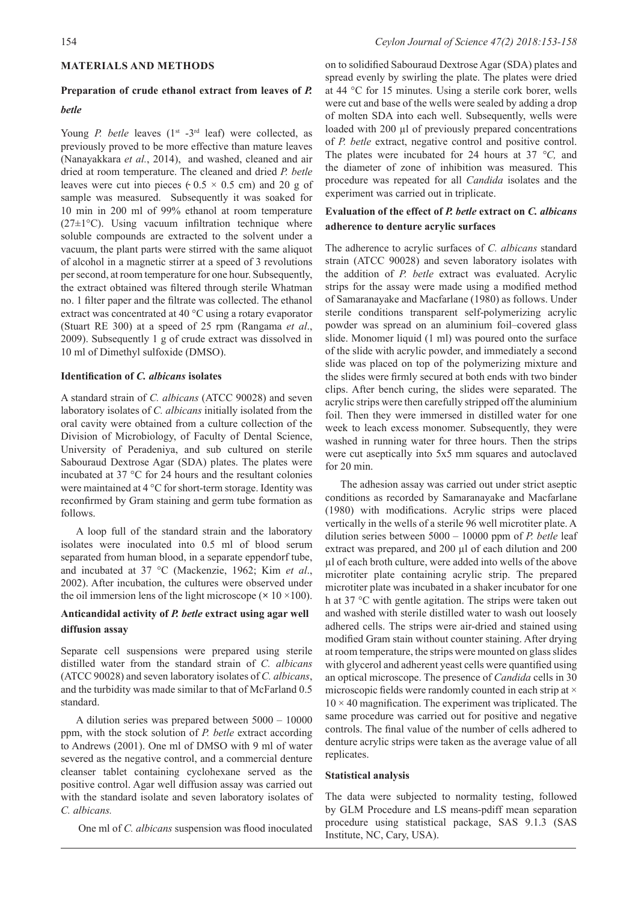## MATERIALS AND METHODS

### Preparation of crude ethanol extract from leaves of *P. betle*

Young *P. betle* leaves (1st -3rd leaf) were collected, as previously proved to be more effective than mature leaves (Nanayakkara *et al.*, 2014), and washed, cleaned and air dried at room temperature. The cleaned and dried *P. betle* leaves were cut into pieces (˂ 0.5 × 0.5 cm) and 20 g of sample was measured. Subsequently it was soaked for 10 min in 200 ml of 99% ethanol at room temperature (27±1°C). Using vacuum infiltration technique where soluble compounds are extracted to the solvent under a vacuum, the plant parts were stirred with the same aliquot of alcohol in a magnetic stirrer at a speed of 3 revolutions per second, at room temperature for one hour. Subsequently, the extract obtained was filtered through sterile Whatman no. 1 filter paper and the filtrate was collected. The ethanol extract was concentrated at 40 °C using a rotary evaporator (Stuart RE 300) at a speed of 25 rpm (Rangama *et al*., 2009). Subsequently 1 g of crude extract was dissolved in 10 ml of Dimethyl sulfoxide (DMSO).

### Identification of *C. albicans* isolates

A standard strain of *C. albicans* (ATCC 90028) and seven laboratory isolates of *C. albicans* initially isolated from the oral cavity were obtained from a culture collection of the Division of Microbiology, of Faculty of Dental Science, University of Peradeniya, and sub cultured on sterile Sabouraud Dextrose Agar (SDA) plates. The plates were incubated at 37 °C for 24 hours and the resultant colonies were maintained at 4 °C for short-term storage. Identity was reconfirmed by Gram staining and germ tube formation as follows.

A loop full of the standard strain and the laboratory isolates were inoculated into 0.5 ml of blood serum separated from human blood, in a separate eppendorf tube, and incubated at 37 °C (Mackenzie, 1962; Kim *et al*., 2002). After incubation, the cultures were observed under the oil immersion lens of the light microscope (× 10 ×100).

### Anticandidal activity of *P. betle* extract using agar well diffusion assay

Separate cell suspensions were prepared using sterile distilled water from the standard strain of *C. albicans* (ATCC 90028) and seven laboratory isolates of *C. albicans*, and the turbidity was made similar to that of McFarland 0.5 standard.

A dilution series was prepared between 5000 – 10000 ppm, with the stock solution of *P. betle* extract according to Andrews (2001). One ml of DMSO with 9 ml of water severed as the negative control, and a commercial denture cleanser tablet containing cyclohexane served as the positive control. Agar well diffusion assay was carried out with the standard isolate and seven laboratory isolates of *C. albicans.*

One ml of *C. albicans* suspension was flood inoculated on to solidified Sabouraud Dextrose Agar (SDA) plates and spread evenly by swirling the plate. The plates were dried at 44 °C for 15 minutes. Using a sterile cork borer, wells were cut and base of the wells were sealed by adding a drop of molten SDA into each well. Subsequently, wells were loaded with 200 µl of previously prepared concentrations of *P. betle* extract, negative control and positive control. The plates were incubated for 24 hours at 37 *°C,* and the diameter of zone of inhibition was measured. This procedure was repeated for all *Candida* isolates and the experiment was carried out in triplicate.

### Evaluation of the effect of *P. betle* extract on *C. albicans* adherence to denture acrylic surfaces

The adherence to acrylic surfaces of *C. albicans* standard strain (ATCC 90028) and seven laboratory isolates with the addition of *P. betle* extract was evaluated. Acrylic strips for the assay were made using a modified method of Samaranayake and Macfarlane (1980) as follows. Under sterile conditions transparent self-polymerizing acrylic powder was spread on an aluminium foil–covered glass slide. Monomer liquid (1 ml) was poured onto the surface of the slide with acrylic powder, and immediately a second slide was placed on top of the polymerizing mixture and the slides were firmly secured at both ends with two binder clips. After bench curing, the slides were separated. The acrylic strips were then carefully stripped off the aluminium foil. Then they were immersed in distilled water for one week to leach excess monomer. Subsequently, they were washed in running water for three hours. Then the strips were cut aseptically into 5x5 mm squares and autoclaved for 20 min.

The adhesion assay was carried out under strict aseptic conditions as recorded by Samaranayake and Macfarlane (1980) with modifications. Acrylic strips were placed vertically in the wells of a sterile 96 well microtiter plate. A dilution series between 5000 – 10000 ppm of *P. betle* leaf extract was prepared, and 200 µl of each dilution and 200 µl of each broth culture, were added into wells of the above microtiter plate containing acrylic strip. The prepared microtiter plate was incubated in a shaker incubator for one h at 37 °C with gentle agitation. The strips were taken out and washed with sterile distilled water to wash out loosely adhered cells. The strips were air-dried and stained using modified Gram stain without counter staining. After drying at room temperature, the strips were mounted on glass slides with glycerol and adherent yeast cells were quantified using an optical microscope. The presence of *Candida* cells in 30 microscopic fields were randomly counted in each strip at × 10 × 40 magnification. The experiment was triplicated. The same procedure was carried out for positive and negative controls. The final value of the number of cells adhered to denture acrylic strips were taken as the average value of all replicates.

### Statistical analysis

The data were subjected to normality testing, followed by GLM Procedure and LS means-pdiff mean separation procedure using statistical package, SAS 9.1.3 (SAS Institute, NC, Cary, USA).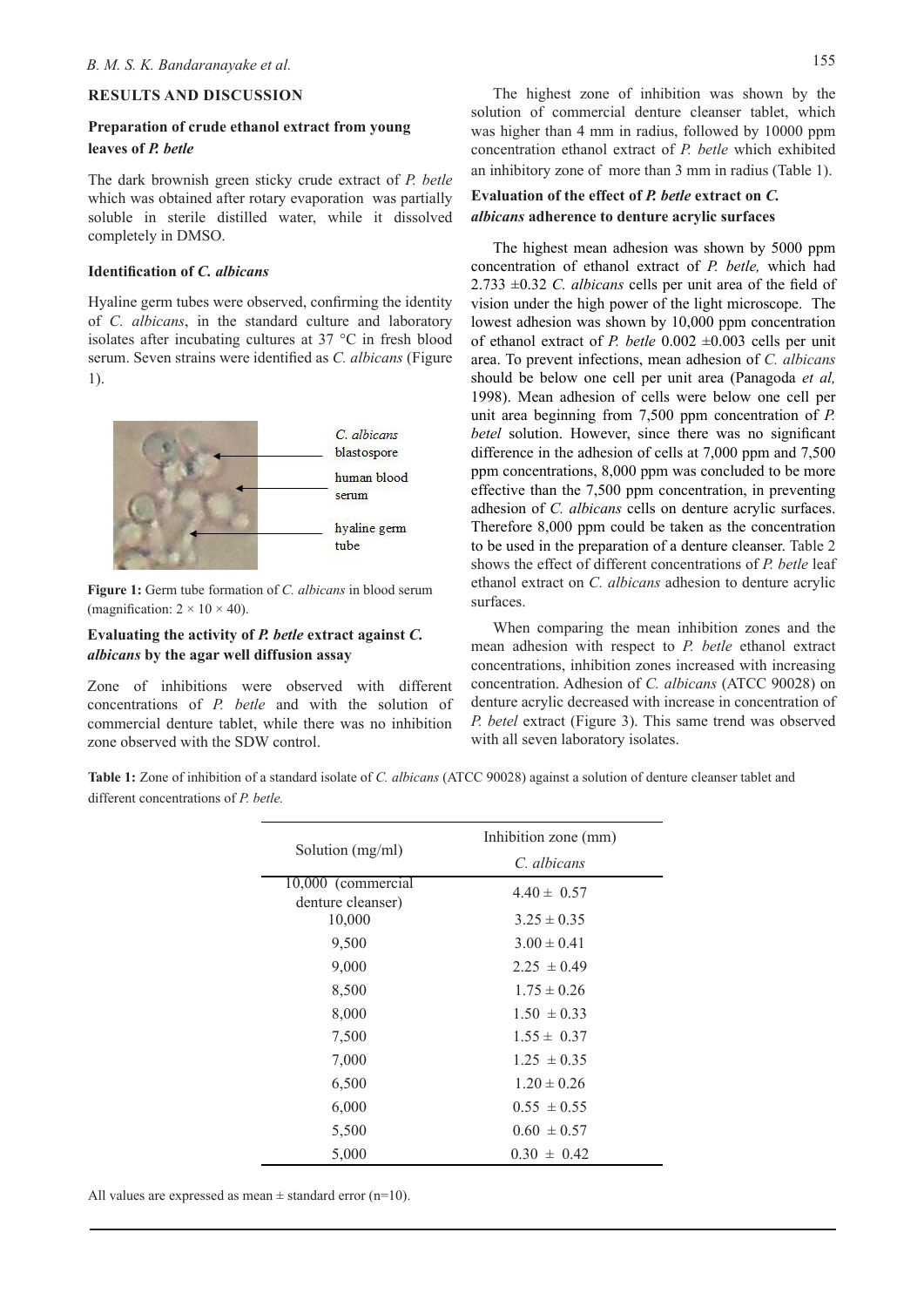## RESULTS AND DISCUSSION

### Preparation of crude ethanol extract from young leaves of *P. betle*

The dark brownish green sticky crude extract of *P. betle* which was obtained after rotary evaporation was partially soluble in sterile distilled water, while it dissolved completely in DMSO.

### Identification of *C. albicans*

Hyaline germ tubes were observed, confirming the identity of *C. albicans*, in the standard culture and laboratory isolates after incubating cultures at 37 °C in fresh blood serum. Seven strains were identified as *C. albicans* (Figure 1).

**Figure 1:** Germ tube formation of *C. albicans* in blood serum (magnification: 2 × 10 × 40).

### Evaluating the activity of *P. betle* extract against *C. albicans* by the agar well diffusion assay

Zone of inhibitions were observed with different concentrations of *P. betle* and with the solution of commercial denture tablet, while there was no inhibition zone observed with the SDW control.

The highest zone of inhibition was shown by the solution of commercial denture cleanser tablet, which was higher than 4 mm in radius, followed by 10000 ppm concentration ethanol extract of *P. betle* which exhibited an inhibitory zone of more than 3 mm in radius (Table 1).

### Evaluation of the effect of *P. betle* extract on *C. albicans* adherence to denture acrylic surfaces

The highest mean adhesion was shown by 5000 ppm concentration of ethanol extract of *P. betle,* which had 2.733 ±0.32 *C. albicans* cells per unit area of the field of vision under the high power of the light microscope. The lowest adhesion was shown by 10,000 ppm concentration of ethanol extract of *P. betle* 0.002 ±0.003 cells per unit area. To prevent infections, mean adhesion of *C. albicans* should be below one cell per unit area (Panagoda *et al,* 1998). Mean adhesion of cells were below one cell per unit area beginning from 7,500 ppm concentration of *P. betel* solution. However, since there was no significant difference in the adhesion of cells at 7,000 ppm and 7,500 ppm concentrations, 8,000 ppm was concluded to be more effective than the 7,500 ppm concentration, in preventing adhesion of *C. albicans* cells on denture acrylic surfaces. Therefore 8,000 ppm could be taken as the concentration to be used in the preparation of a denture cleanser. Table 2 shows the effect of different concentrations of *P. betle* leaf ethanol extract on *C. albicans* adhesion to denture acrylic surfaces.

When comparing the mean inhibition zones and the mean adhesion with respect to *P. betle* ethanol extract concentrations, inhibition zones increased with increasing concentration. Adhesion of *C. albicans* (ATCC 90028) on denture acrylic decreased with increase in concentration of *P. betel* extract (Figure 3). This same trend was observed with all seven laboratory isolates.

**Table 1:** Zone of inhibition of a standard isolate of *C. albicans* (ATCC 90028) against a solution of denture cleanser tablet and different concentrations of *P. betle.*

| Solution (mg/ml) | Inhibition zone (mm) |
|---|---|
| | *C. albicans* |
| 10,000 (commercial denture cleanser) | 4.40 ± 0.57 |
| 10,000 | 3.25 ± 0.35 |
| 9,500 | 3.00 ± 0.41 |
| 9,000 | 2.25 ± 0.49 |
| 8,500 | 1.75 ± 0.26 |
| 8,000 | 1.50 ± 0.33 |
| 7,500 | 1.55 ± 0.37 |
| 7,000 | 1.25 ± 0.35 |
| 6,500 | 1.20 ± 0.26 |
| 6,000 | 0.55 ± 0.55 |
| 5,500 | 0.60 ± 0.57 |
| 5,000 | 0.30 ± 0.42 |

All values are expressed as mean ± standard error (n=10).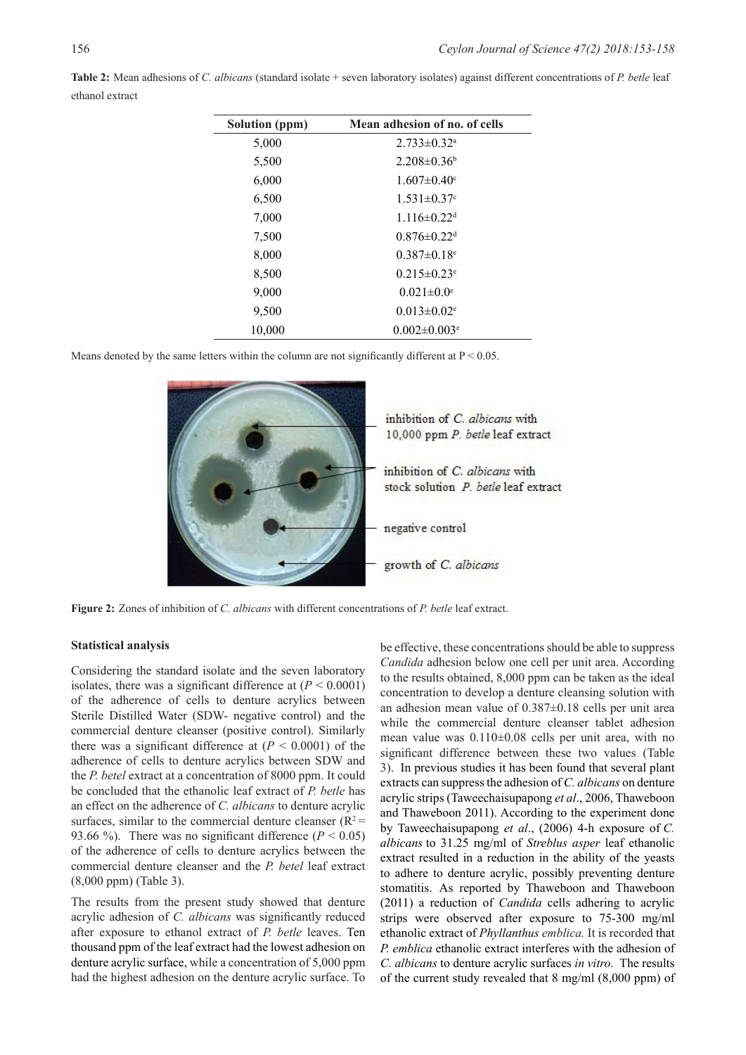**Table 2:** Mean adhesions of *C. albicans* (standard isolate + seven laboratory isolates) against different concentrations of *P. betle* leaf ethanol extract

| Solution (ppm) | Mean adhesion of no. of cells |
|---|---|
| 5,000 | 2.733±0.32[a] |
| 5,500 | 2.208±0.36[b] |
| 6,000 | 1.607±0.40[c] |
| 6,500 | 1.531±0.37[c] |
| 7,000 | 1.116±0.22[d] |
| 7,500 | 0.876±0.22[d] |
| 8,000 | 0.387±0.18[e] |
| 8,500 | 0.215±0.23[e] |
| 9,000 | 0.021±0.0[e] |
| 9,500 | 0.013±0.02[e] |
| 10,000 | 0.002±0.003[e] |

Means denoted by the same letters within the column are not significantly different at P < 0.05.

**Figure 2:** Zones of inhibition of *C. albicans* with different concentrations of *P. betle* leaf extract.

### Statistical analysis

Considering the standard isolate and the seven laboratory isolates, there was a significant difference at ($P < 0.0001$) of the adherence of cells to denture acrylics between Sterile Distilled Water (SDW- negative control) and the commercial denture cleanser (positive control). Similarly there was a significant difference at ($P < 0.0001$) of the adherence of cells to denture acrylics between SDW and the *P. betel* extract at a concentration of 8000 ppm. It could be concluded that the ethanolic leaf extract of *P. betle* has an effect on the adherence of *C. albicans* to denture acrylic surfaces, similar to the commercial denture cleanser ($R^2 =$ 93.66 %). There was no significant difference ($P < 0.05$) of the adherence of cells to denture acrylics between the commercial denture cleanser and the *P. betel* leaf extract (8,000 ppm) (Table 3).

The results from the present study showed that denture acrylic adhesion of *C. albicans* was significantly reduced after exposure to ethanol extract of *P. betle* leaves. Ten thousand ppm of the leaf extract had the lowest adhesion on denture acrylic surface, while a concentration of 5,000 ppm had the highest adhesion on the denture acrylic surface. To be effective, these concentrations should be able to suppress *Candida* adhesion below one cell per unit area. According to the results obtained, 8,000 ppm can be taken as the ideal concentration to develop a denture cleansing solution with an adhesion mean value of 0.387±0.18 cells per unit area while the commercial denture cleanser tablet adhesion mean value was 0.110±0.08 cells per unit area, with no significant difference between these two values (Table 3). In previous studies it has been found that several plant extracts can suppress the adhesion of *C. albicans* on denture acrylic strips (Taweechaisupapong *et al*., 2006, Thaweboon and Thaweboon 2011). According to the experiment done by Taweechaisupapong *et al*., (2006) 4-h exposure of *C. albicans* to 31.25 mg/ml of *Streblus asper* leaf ethanolic extract resulted in a reduction in the ability of the yeasts to adhere to denture acrylic, possibly preventing denture stomatitis. As reported by Thaweboon and Thaweboon (2011) a reduction of *Candida* cells adhering to acrylic strips were observed after exposure to 75-300 mg/ml ethanolic extract of *Phyllanthus emblica.* It is recorded that *P. emblica* ethanolic extract interferes with the adhesion of *C. albicans* to denture acrylic surfaces *in vitro*. The results of the current study revealed that 8 mg/ml (8,000 ppm) of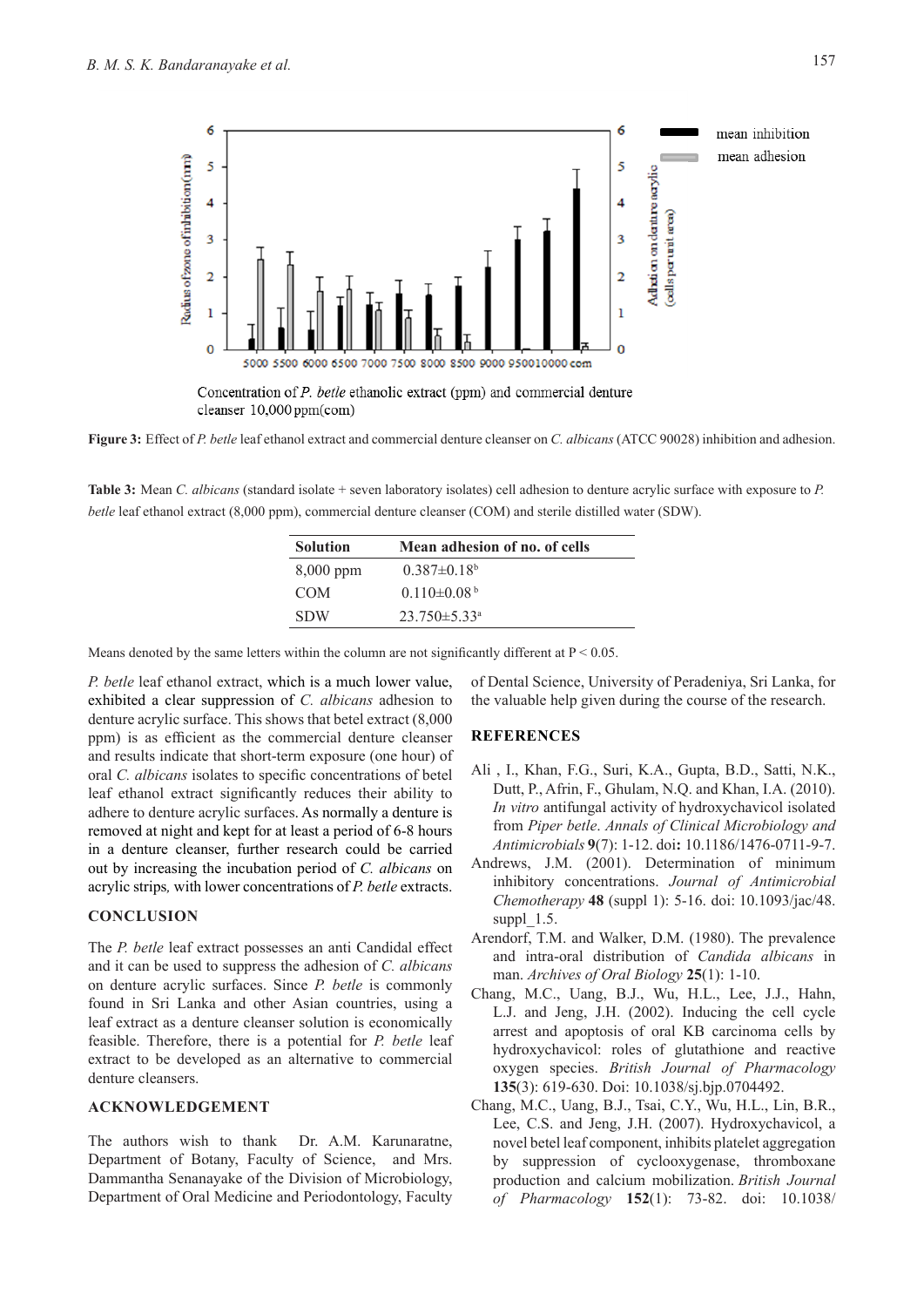Concentration of *P. betle* ethanolic extract (ppm) and commercial denture cleanser 10,000 ppm(com)

**Figure 3:** Effect of *P. betle* leaf ethanol extract and commercial denture cleanser on *C. albicans* (ATCC 90028) inhibition and adhesion.

**Table 3:** Mean *C. albicans* (standard isolate + seven laboratory isolates) cell adhesion to denture acrylic surface with exposure to *P. betle* leaf ethanol extract (8,000 ppm), commercial denture cleanser (COM) and sterile distilled water (SDW).

| Solution | Mean adhesion of no. of cells |
|---|---|
| 8,000 ppm | 0.387±0.18[b] |
| COM | 0.110±0.08 [b] |
| SDW | 23.750±5.33[a] |

Means denoted by the same letters within the column are not significantly different at P < 0.05.

*P. betle* leaf ethanol extract, which is a much lower value, exhibited a clear suppression of *C. albicans* adhesion to denture acrylic surface. This shows that betel extract (8,000 ppm) is as efficient as the commercial denture cleanser and results indicate that short-term exposure (one hour) of oral *C. albicans* isolates to specific concentrations of betel leaf ethanol extract significantly reduces their ability to adhere to denture acrylic surfaces. As normally a denture is removed at night and kept for at least a period of 6-8 hours in a denture cleanser, further research could be carried out by increasing the incubation period of *C. albicans* on acrylic strips*,* with lower concentrations of *P. betle* extracts.

## CONCLUSION

The *P. betle* leaf extract possesses an anti Candidal effect and it can be used to suppress the adhesion of *C. albicans* on denture acrylic surfaces. Since *P. betle* is commonly found in Sri Lanka and other Asian countries, using a leaf extract as a denture cleanser solution is economically feasible. Therefore, there is a potential for *P. betle* leaf extract to be developed as an alternative to commercial denture cleansers.

## ACKNOWLEDGEMENT

The authors wish to thank Dr. A.M. Karunaratne, Department of Botany, Faculty of Science, and Mrs. Dammantha Senanayake of the Division of Microbiology, Department of Oral Medicine and Periodontology, Faculty of Dental Science, University of Peradeniya, Sri Lanka, for the valuable help given during the course of the research.

## REFERENCES

Ali , I., Khan, F.G., Suri, K.A., Gupta, B.D., Satti, N.K., Dutt, P., Afrin, F., Ghulam, N.Q. and Khan, I.A. (2010). *In vitro* antifungal activity of hydroxychavicol isolated from *Piper betle*. *Annals of Clinical Microbiology and Antimicrobials* **9**(7): 1-12. doi**:** 10.1186/1476-0711-9-7.

Andrews, J.M. (2001). Determination of minimum inhibitory concentrations. *Journal of Antimicrobial Chemotherapy* **48** (suppl 1): 5-16. doi: 10.1093/jac/48.suppl_1.5.

Arendorf, T.M. and Walker, D.M. (1980). The prevalence and intra-oral distribution of *Candida albicans* in man. *Archives of Oral Biology* **25**(1): 1-10.

Chang, M.C., Uang, B.J., Wu, H.L., Lee, J.J., Hahn, L.J. and Jeng, J.H. (2002). Inducing the cell cycle arrest and apoptosis of oral KB carcinoma cells by hydroxychavicol: roles of glutathione and reactive oxygen species. *British Journal of Pharmacology* **135**(3): 619-630. Doi: 10.1038/sj.bjp.0704492.

Chang, M.C., Uang, B.J., Tsai, C.Y., Wu, H.L., Lin, B.R., Lee, C.S. and Jeng, J.H. (2007). Hydroxychavicol, a novel betel leaf component, inhibits platelet aggregation by suppression of cyclooxygenase, thromboxane production and calcium mobilization. *British Journal of Pharmacology* **152**(1): 73-82. doi: 10.1038/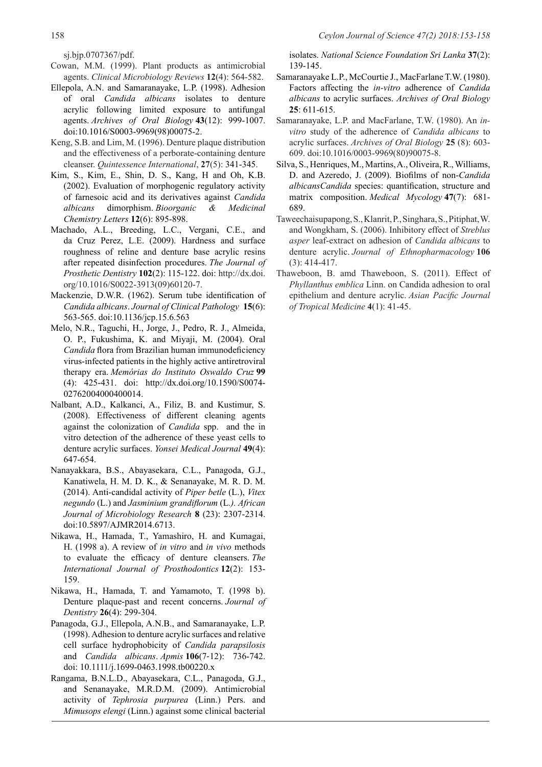sj.bjp.0707367/pdf.

Cowan, M.M. (1999). Plant products as antimicrobial agents. *Clinical Microbiology Reviews* **12**(4): 564-582.

Ellepola, A.N. and Samaranayake, L.P. (1998). Adhesion of oral *Candida albicans* isolates to denture acrylic following limited exposure to antifungal agents. *Archives of Oral Biology* **43**(12): 999-1007. doi:10.1016/S0003-9969(98)00075-2.

Keng, S.B. and Lim, M. (1996). Denture plaque distribution and the effectiveness of a perborate-containing denture cleanser. *Quintessence International*, **27**(5): 341-345.

Kim, S., Kim, E., Shin, D. S., Kang, H and Oh, K.B. (2002). Evaluation of morphogenic regulatory activity of farnesoic acid and its derivatives against *Candida albicans* dimorphism. *Bioorganic & Medicinal Chemistry Letters* **12**(6): 895-898.

Machado, A.L., Breeding, L.C., Vergani, C.E., and da Cruz Perez, L.E. (2009). Hardness and surface roughness of reline and denture base acrylic resins after repeated disinfection procedures. *The Journal of Prosthetic Dentistry* **102**(2): 115-122. doi: http://dx.doi.org/10.1016/S0022-3913(09)60120-7.

Mackenzie, D.W.R. (1962). Serum tube identification of *Candida albicans*. *Journal of Clinical Pathology* **15**(6): 563-565. doi:10.1136/jcp.15.6.563

Melo, N.R., Taguchi, H., Jorge, J., Pedro, R. J., Almeida, O. P., Fukushima, K. and Miyaji, M. (2004). Oral *Candida* flora from Brazilian human immunodeficiency virus-infected patients in the highly active antiretroviral therapy era. *Memórias do Instituto Oswaldo Cruz* **99** (4): 425-431. doi: http://dx.doi.org/10.1590/S0074-02762004000400014.

Nalbant, A.D., Kalkanci, A., Filiz, B. and Kustimur, S. (2008). Effectiveness of different cleaning agents against the colonization of *Candida* spp. and the in vitro detection of the adherence of these yeast cells to denture acrylic surfaces. *Yonsei Medical Journal* **49**(4): 647-654.

Nanayakkara, B.S., Abayasekara, C.L., Panagoda, G.J., Kanatiwela, H. M. D. K., & Senanayake, M. R. D. M. (2014). Anti-candidal activity of *Piper betle* (L.), *Vitex negundo* (L.) and *Jasminium grandiflorum* (L*.). African Journal of Microbiology Research* **8** (23): 2307-2314. doi:10.5897/AJMR2014.6713.

Nikawa, H., Hamada, T., Yamashiro, H. and Kumagai, H. (1998 a). A review of *in vitro* and *in vivo* methods to evaluate the efficacy of denture cleansers. *The International Journal of Prosthodontics* **12**(2): 153-159.

Nikawa, H., Hamada, T. and Yamamoto, T. (1998 b). Denture plaque-past and recent concerns. *Journal of Dentistry* **26**(4): 299-304.

Panagoda, G.J., Ellepola, A.N.B., and Samaranayake, L.P. (1998). Adhesion to denture acrylic surfaces and relative cell surface hydrophobicity of *Candida parapsilosis* and *Candida albicans*. *Apmis* **106**(7-12): 736-742. doi: 10.1111/j.1699-0463.1998.tb00220.x

Rangama, B.N.L.D., Abayasekara, C.L., Panagoda, G.J., and Senanayake, M.R.D.M. (2009). Antimicrobial activity of *Tephrosia purpurea* (Linn.) Pers. and *Mimusops elengi* (Linn.) against some clinical bacterial isolates. *National Science Foundation Sri Lanka* **37**(2): 139-145.

Samaranayake L.P., McCourtie J., MacFarlane T.W. (1980). Factors affecting the *in-vitro* adherence of *Candida albicans* to acrylic surfaces. *Archives of Oral Biology* **25**: 611-615.

Samaranayake, L.P. and MacFarlane, T.W. (1980). An *in-vitro* study of the adherence of *Candida albicans* to acrylic surfaces. *Archives of Oral Biology* **25** (8): 603-609. doi:10.1016/0003-9969(80)90075-8.

Silva, S., Henriques, M., Martins, A., Oliveira, R., Williams, D. and Azeredo, J. (2009). Biofilms of non-*Candida albicansCandida* species: quantification, structure and matrix composition. *Medical Mycology* **47**(7): 681-689.

Taweechaisupapong, S., Klanrit, P., Singhara, S., Pitiphat, W. and Wongkham, S. (2006). Inhibitory effect of *Streblus asper* leaf-extract on adhesion of *Candida albicans* to denture acrylic. *Journal of Ethnopharmacology* **106** (3): 414-417.

Thaweboon, B. amd Thaweboon, S. (2011). Effect of *Phyllanthus emblica* Linn. on Candida adhesion to oral epithelium and denture acrylic. *Asian Pacific Journal of Tropical Medicine* **4**(1): 41-45.